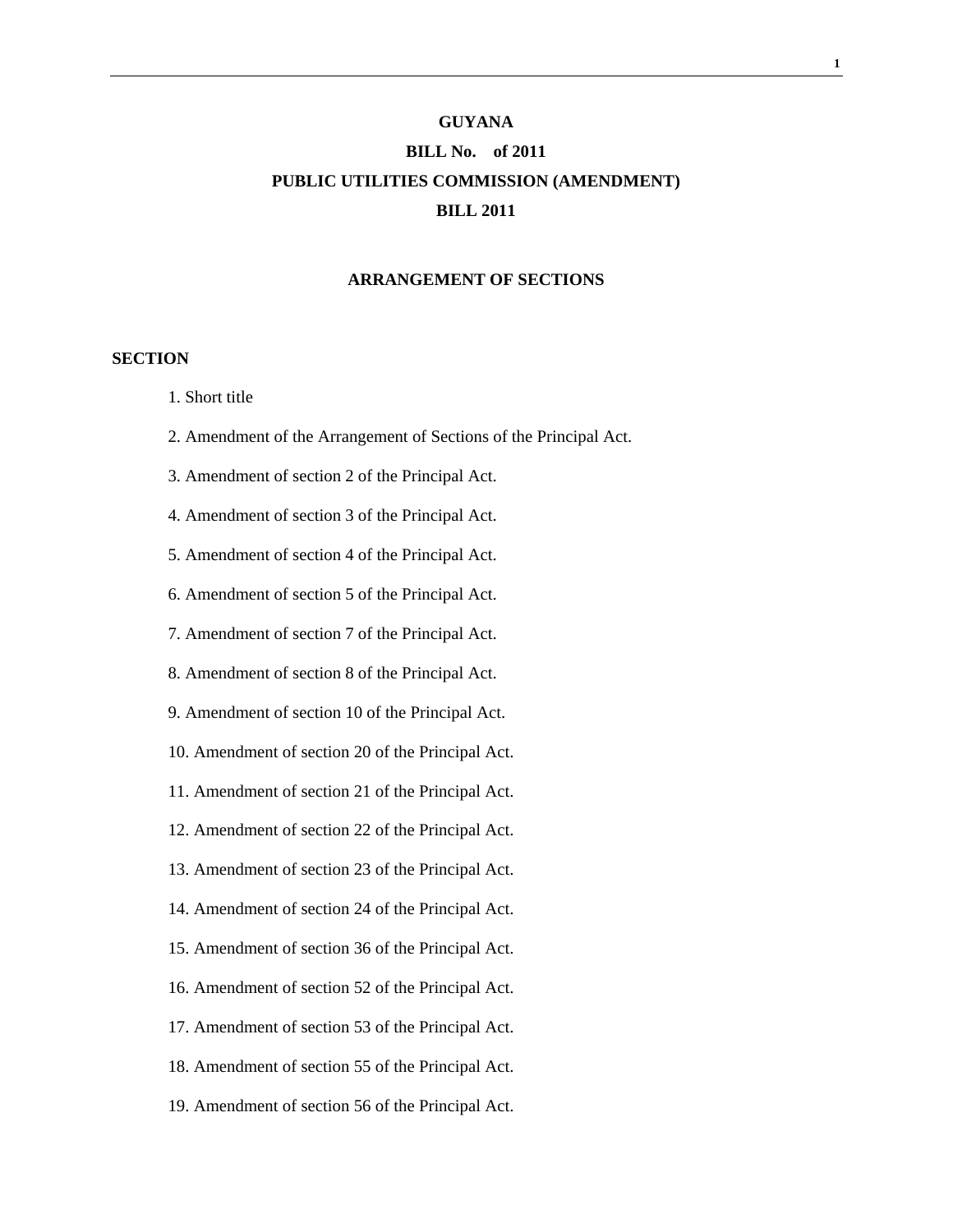# GUYANA

## BILL No. of 2011

## PUBLIC UTILITIES COMMISSION (AMENDMENT) BILL 2011

### ARRANGEMENT OF SECTIONS

**SECTION**

1. Short title
2. Amendment of the Arrangement of Sections of the Principal Act.
3. Amendment of section 2 of the Principal Act.
4. Amendment of section 3 of the Principal Act.
5. Amendment of section 4 of the Principal Act.
6. Amendment of section 5 of the Principal Act.
7. Amendment of section 7 of the Principal Act.
8. Amendment of section 8 of the Principal Act.
9. Amendment of section 10 of the Principal Act.
10. Amendment of section 20 of the Principal Act.
11. Amendment of section 21 of the Principal Act.
12. Amendment of section 22 of the Principal Act.
13. Amendment of section 23 of the Principal Act.
14. Amendment of section 24 of the Principal Act.
15. Amendment of section 36 of the Principal Act.
16. Amendment of section 52 of the Principal Act.
17. Amendment of section 53 of the Principal Act.
18. Amendment of section 55 of the Principal Act.
19. Amendment of section 56 of the Principal Act.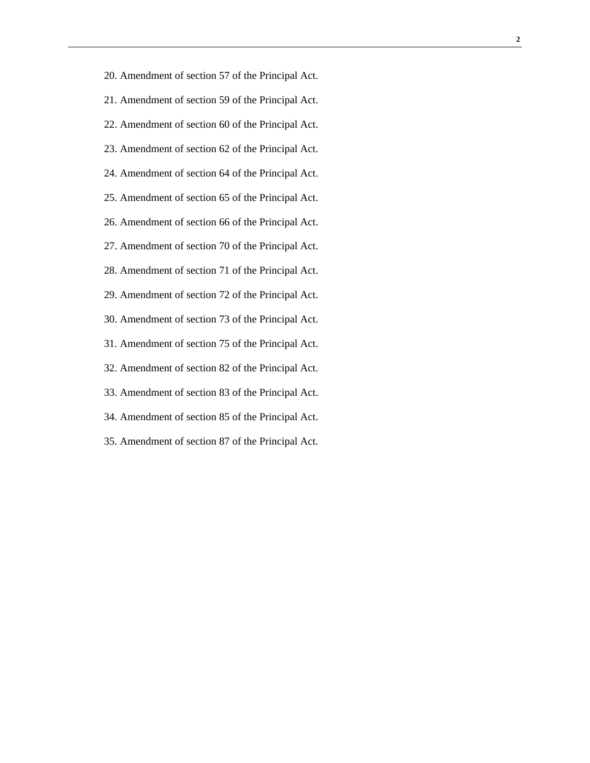20. Amendment of section 57 of the Principal Act.

21. Amendment of section 59 of the Principal Act.

22. Amendment of section 60 of the Principal Act.

23. Amendment of section 62 of the Principal Act.

24. Amendment of section 64 of the Principal Act.

25. Amendment of section 65 of the Principal Act.

26. Amendment of section 66 of the Principal Act.

27. Amendment of section 70 of the Principal Act.

28. Amendment of section 71 of the Principal Act.

29. Amendment of section 72 of the Principal Act.

30. Amendment of section 73 of the Principal Act.

31. Amendment of section 75 of the Principal Act.

32. Amendment of section 82 of the Principal Act.

33. Amendment of section 83 of the Principal Act.

34. Amendment of section 85 of the Principal Act.

35. Amendment of section 87 of the Principal Act.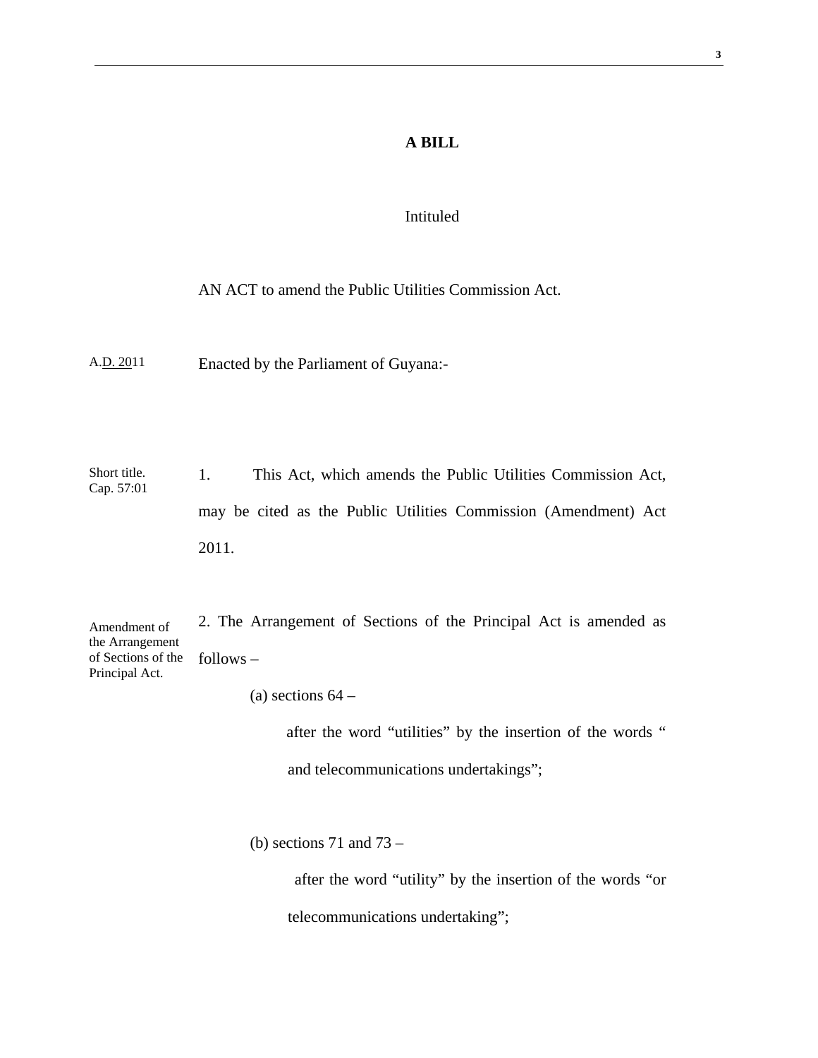**A BILL**

Intituled

AN ACT to amend the Public Utilities Commission Act.

A.D. 2011

Enacted by the Parliament of Guyana:-

Short title.
Cap. 57:01

1. This Act, which amends the Public Utilities Commission Act, may be cited as the Public Utilities Commission (Amendment) Act 2011.

Amendment of the Arrangement of Sections of the Principal Act.

2. The Arrangement of Sections of the Principal Act is amended as follows –

(a) sections 64 –

after the word “utilities” by the insertion of the words “ and telecommunications undertakings”;

(b) sections 71 and 73 –

after the word “utility” by the insertion of the words “or telecommunications undertaking”;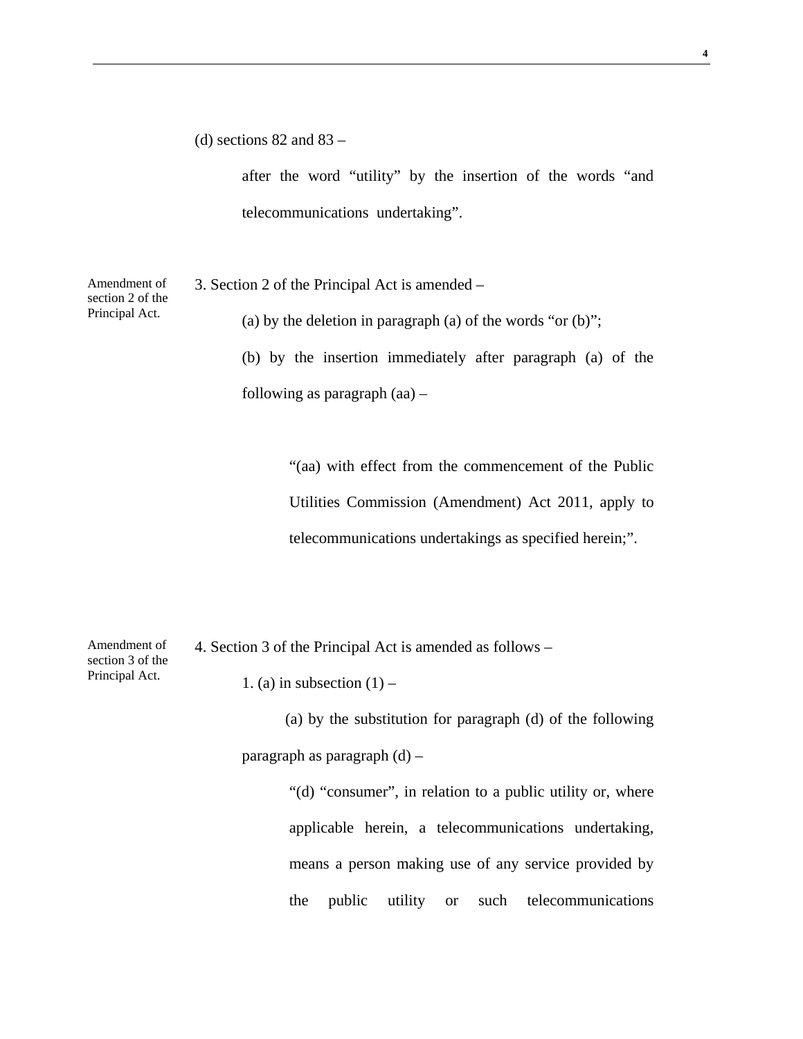(d) sections 82 and 83 –

after the word "utility" by the insertion of the words "and telecommunications undertaking".

Amendment of section 2 of the Principal Act.

3. Section 2 of the Principal Act is amended –

(a) by the deletion in paragraph (a) of the words "or (b)";

(b) by the insertion immediately after paragraph (a) of the following as paragraph (aa) –

"(aa) with effect from the commencement of the Public Utilities Commission (Amendment) Act 2011, apply to telecommunications undertakings as specified herein;".

Amendment of section 3 of the Principal Act.

4. Section 3 of the Principal Act is amended as follows –

1. (a) in subsection (1) –

(a) by the substitution for paragraph (d) of the following paragraph as paragraph (d) –

"(d) "consumer", in relation to a public utility or, where applicable herein, a telecommunications undertaking, means a person making use of any service provided by the public utility or such telecommunications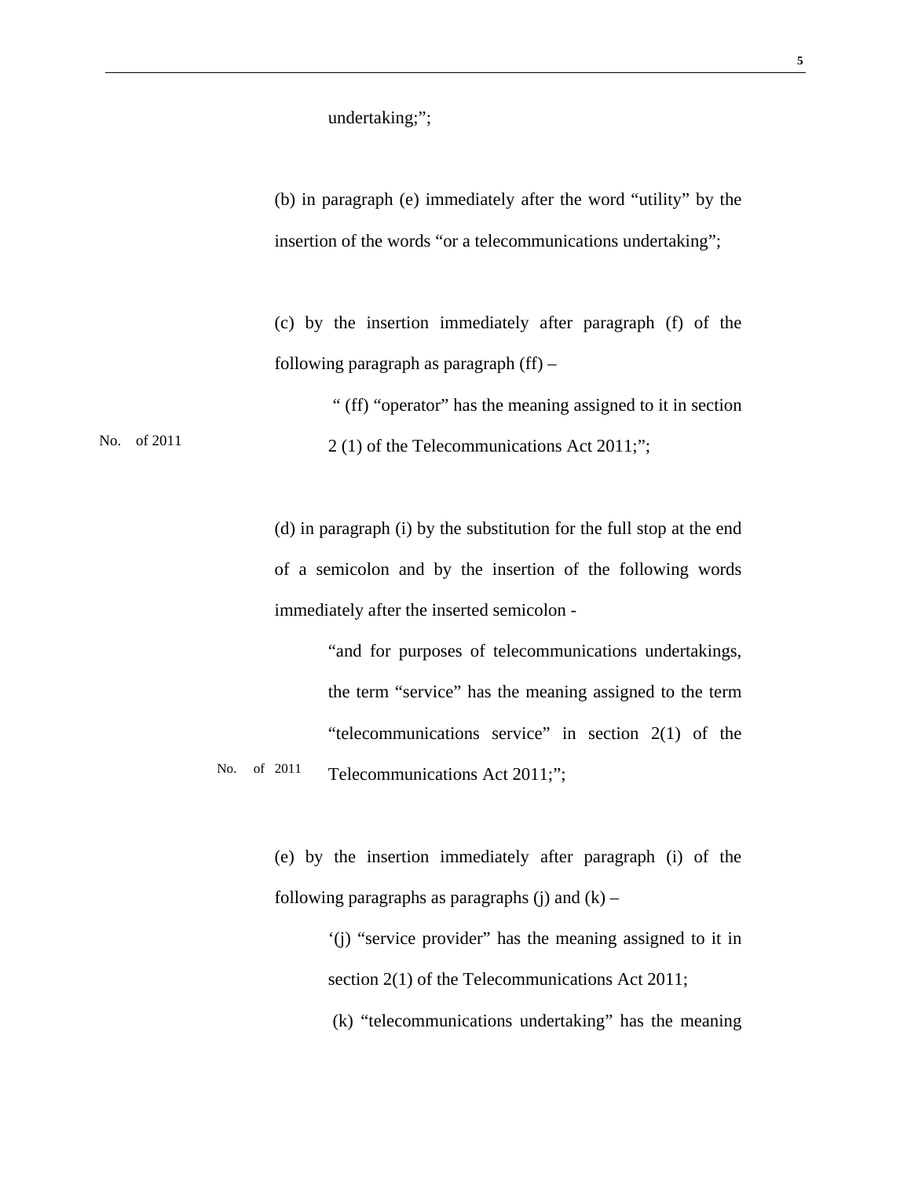undertaking;";

(b) in paragraph (e) immediately after the word "utility" by the insertion of the words "or a telecommunications undertaking";

(c) by the insertion immediately after paragraph (f) of the following paragraph as paragraph (ff) –

> " (ff) "operator" has the meaning assigned to it in section 2 (1) of the Telecommunications Act 2011;";

No. of 2011

(d) in paragraph (i) by the substitution for the full stop at the end of a semicolon and by the insertion of the following words immediately after the inserted semicolon -

> "and for purposes of telecommunications undertakings, the term "service" has the meaning assigned to the term "telecommunications service" in section 2(1) of the Telecommunications Act 2011;";

No. of 2011

(e) by the insertion immediately after paragraph (i) of the following paragraphs as paragraphs (j) and (k) –

> '(j) "service provider" has the meaning assigned to it in section 2(1) of the Telecommunications Act 2011;
>
> (k) "telecommunications undertaking" has the meaning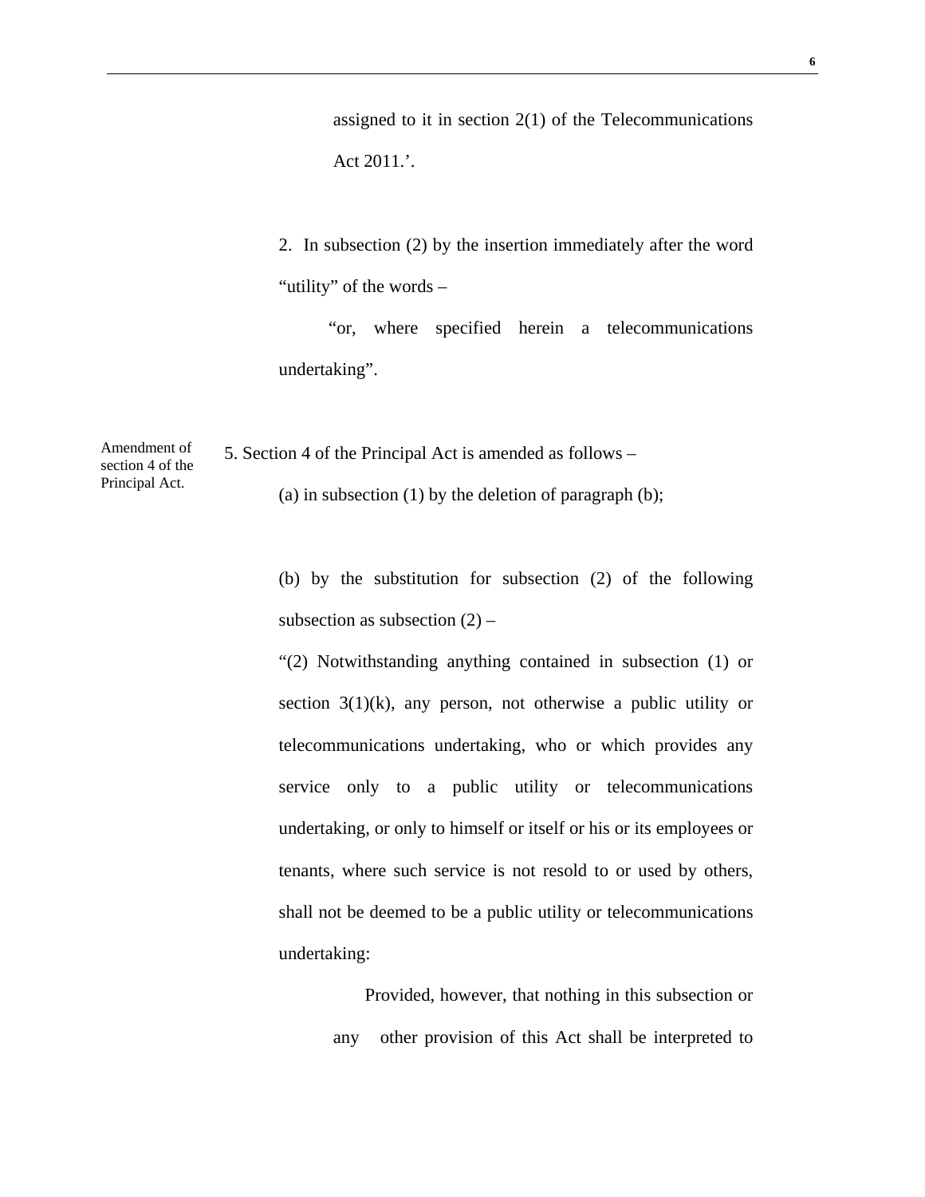assigned to it in section 2(1) of the Telecommunications Act 2011.’.

2. In subsection (2) by the insertion immediately after the word “utility” of the words –

“or, where specified herein a telecommunications undertaking”.

Amendment of section 4 of the Principal Act.

5. Section 4 of the Principal Act is amended as follows –

(a) in subsection (1) by the deletion of paragraph (b);

(b) by the substitution for subsection (2) of the following subsection as subsection (2) –

“(2) Notwithstanding anything contained in subsection (1) or section 3(1)(k), any person, not otherwise a public utility or telecommunications undertaking, who or which provides any service only to a public utility or telecommunications undertaking, or only to himself or itself or his or its employees or tenants, where such service is not resold to or used by others, shall not be deemed to be a public utility or telecommunications undertaking:

Provided, however, that nothing in this subsection or any other provision of this Act shall be interpreted to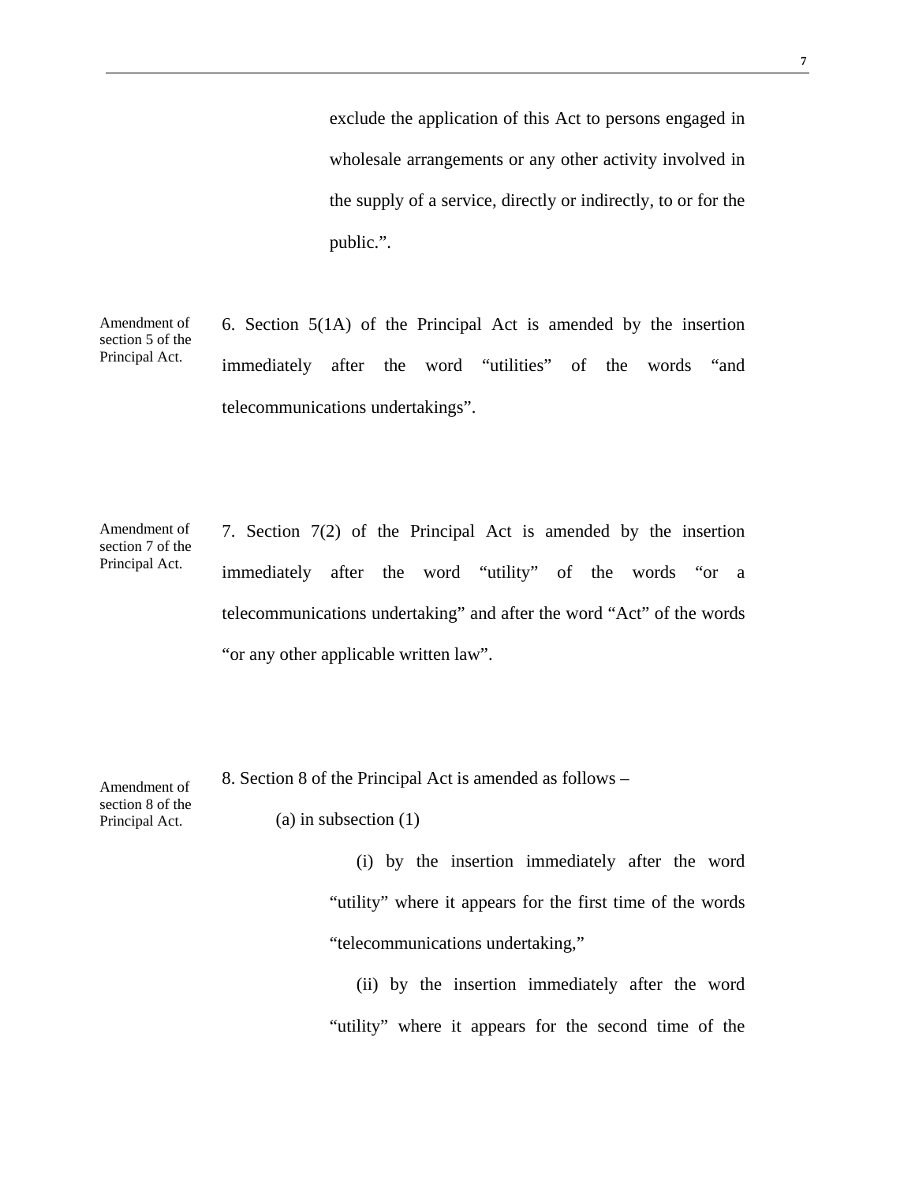exclude the application of this Act to persons engaged in wholesale arrangements or any other activity involved in the supply of a service, directly or indirectly, to or for the public.".

Amendment of section 5 of the Principal Act.

6. Section 5(1A) of the Principal Act is amended by the insertion immediately after the word "utilities" of the words "and telecommunications undertakings".

Amendment of section 7 of the Principal Act.

7. Section 7(2) of the Principal Act is amended by the insertion immediately after the word "utility" of the words "or a telecommunications undertaking" and after the word "Act" of the words "or any other applicable written law".

Amendment of section 8 of the Principal Act.

8. Section 8 of the Principal Act is amended as follows –

(a) in subsection (1)

(i) by the insertion immediately after the word "utility" where it appears for the first time of the words "telecommunications undertaking,"

(ii) by the insertion immediately after the word "utility" where it appears for the second time of the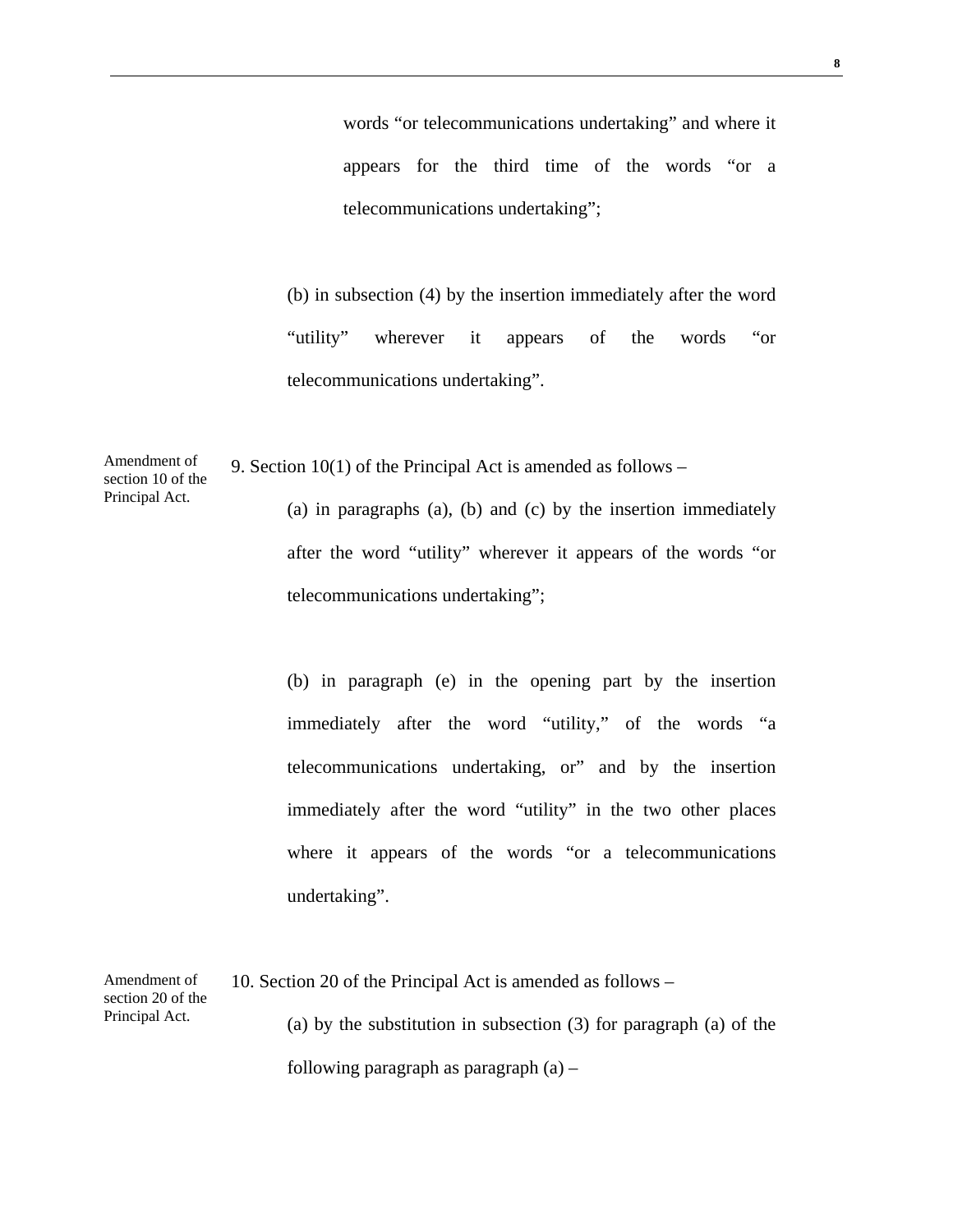words "or telecommunications undertaking" and where it appears for the third time of the words "or a telecommunications undertaking";

(b) in subsection (4) by the insertion immediately after the word "utility" wherever it appears of the words "or telecommunications undertaking".

Amendment of section 10 of the Principal Act.

9. Section 10(1) of the Principal Act is amended as follows –

(a) in paragraphs (a), (b) and (c) by the insertion immediately after the word "utility" wherever it appears of the words "or telecommunications undertaking";

(b) in paragraph (e) in the opening part by the insertion immediately after the word "utility," of the words "a telecommunications undertaking, or" and by the insertion immediately after the word "utility" in the two other places where it appears of the words "or a telecommunications undertaking".

Amendment of section 20 of the Principal Act.

10. Section 20 of the Principal Act is amended as follows –

(a) by the substitution in subsection (3) for paragraph (a) of the following paragraph as paragraph (a) –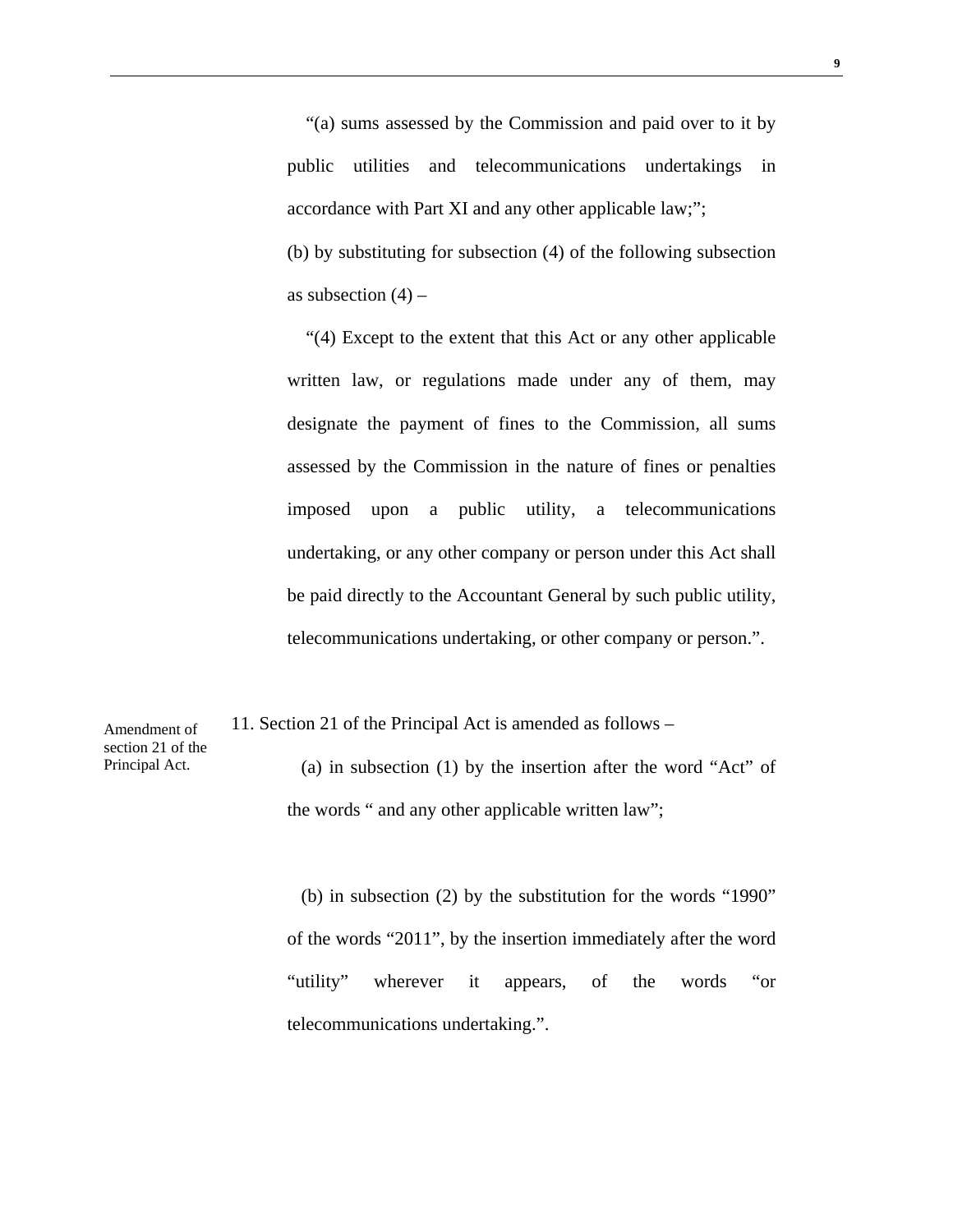"(a) sums assessed by the Commission and paid over to it by public utilities and telecommunications undertakings in accordance with Part XI and any other applicable law;";

(b) by substituting for subsection (4) of the following subsection as subsection (4) –

"(4) Except to the extent that this Act or any other applicable written law, or regulations made under any of them, may designate the payment of fines to the Commission, all sums assessed by the Commission in the nature of fines or penalties imposed upon a public utility, a telecommunications undertaking, or any other company or person under this Act shall be paid directly to the Accountant General by such public utility, telecommunications undertaking, or other company or person.".

Amendment of section 21 of the Principal Act.

11. Section 21 of the Principal Act is amended as follows –

(a) in subsection (1) by the insertion after the word "Act" of the words " and any other applicable written law";

(b) in subsection (2) by the substitution for the words "1990" of the words "2011", by the insertion immediately after the word "utility" wherever it appears, of the words "or telecommunications undertaking.".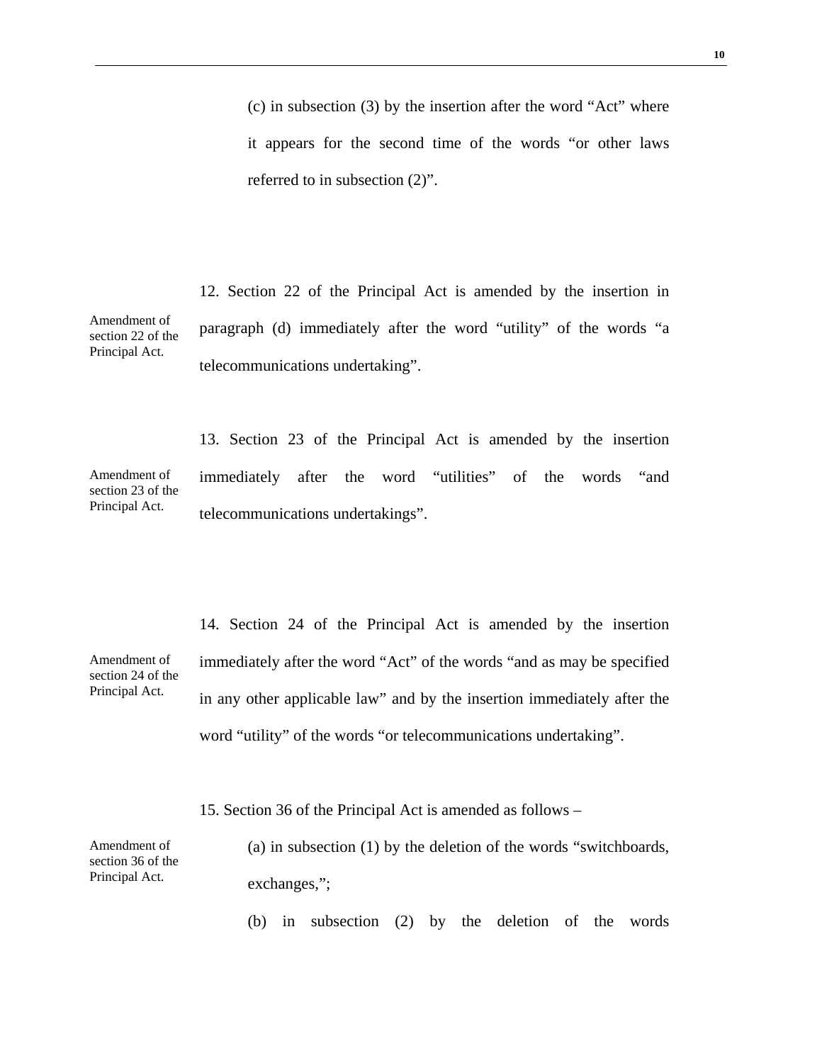(c) in subsection (3) by the insertion after the word "Act" where it appears for the second time of the words "or other laws referred to in subsection (2)".

Amendment of section 22 of the Principal Act.

12. Section 22 of the Principal Act is amended by the insertion in paragraph (d) immediately after the word "utility" of the words "a telecommunications undertaking".

Amendment of section 23 of the Principal Act.

13. Section 23 of the Principal Act is amended by the insertion immediately after the word "utilities" of the words "and telecommunications undertakings".

Amendment of section 24 of the Principal Act.

14. Section 24 of the Principal Act is amended by the insertion immediately after the word "Act" of the words "and as may be specified in any other applicable law" and by the insertion immediately after the word "utility" of the words "or telecommunications undertaking".

Amendment of section 36 of the Principal Act.

15. Section 36 of the Principal Act is amended as follows –

(a) in subsection (1) by the deletion of the words "switchboards, exchanges,";

(b) in subsection (2) by the deletion of the words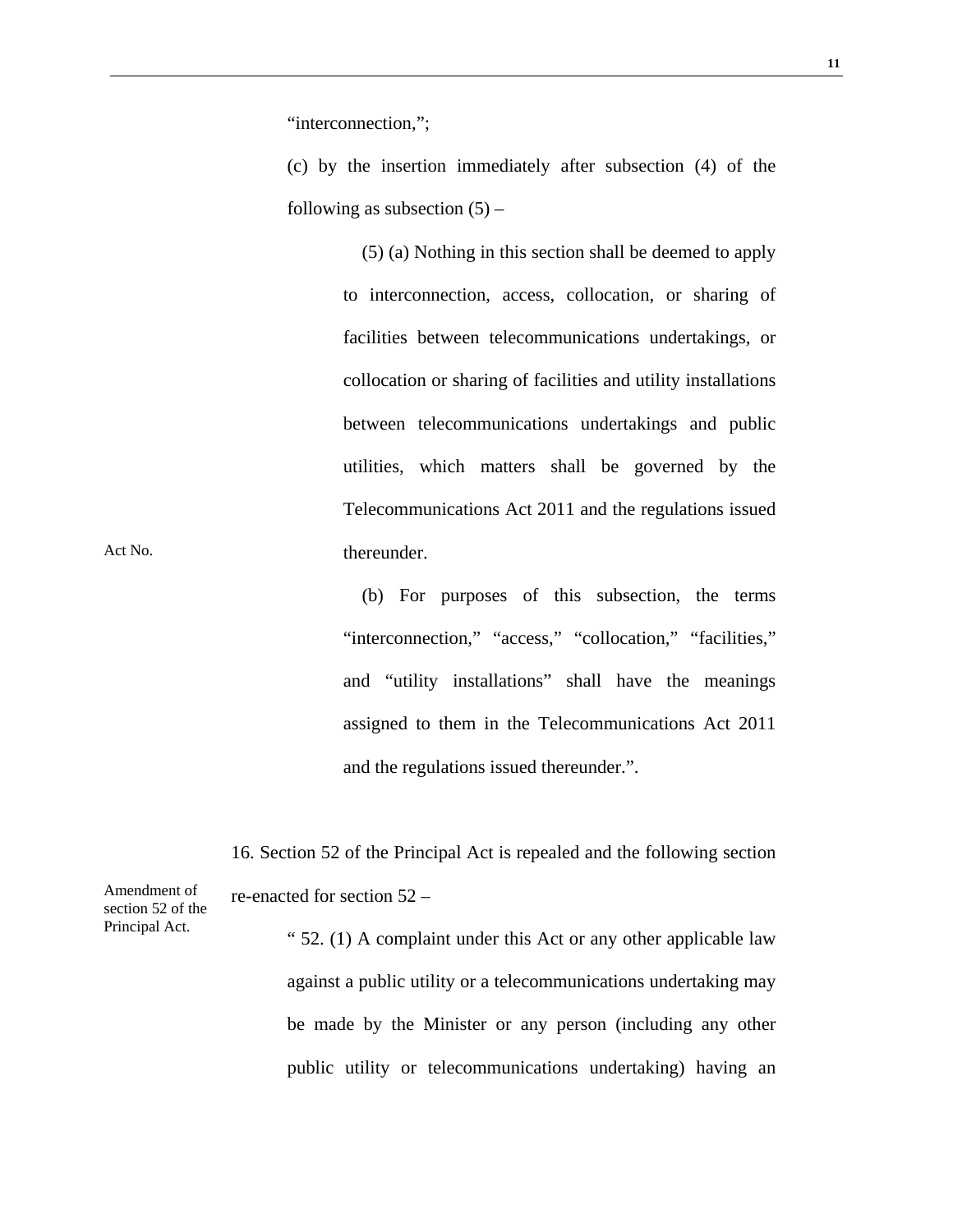"interconnection,";

(c) by the insertion immediately after subsection (4) of the following as subsection (5) –

(5) (a) Nothing in this section shall be deemed to apply to interconnection, access, collocation, or sharing of facilities between telecommunications undertakings, or collocation or sharing of facilities and utility installations between telecommunications undertakings and public utilities, which matters shall be governed by the Telecommunications Act 2011 and the regulations issued thereunder.

Act No.

(b) For purposes of this subsection, the terms "interconnection," "access," "collocation," "facilities," and "utility installations" shall have the meanings assigned to them in the Telecommunications Act 2011 and the regulations issued thereunder.".

Amendment of section 52 of the Principal Act.

16. Section 52 of the Principal Act is repealed and the following section re-enacted for section 52 –

" 52. (1) A complaint under this Act or any other applicable law against a public utility or a telecommunications undertaking may be made by the Minister or any person (including any other public utility or telecommunications undertaking) having an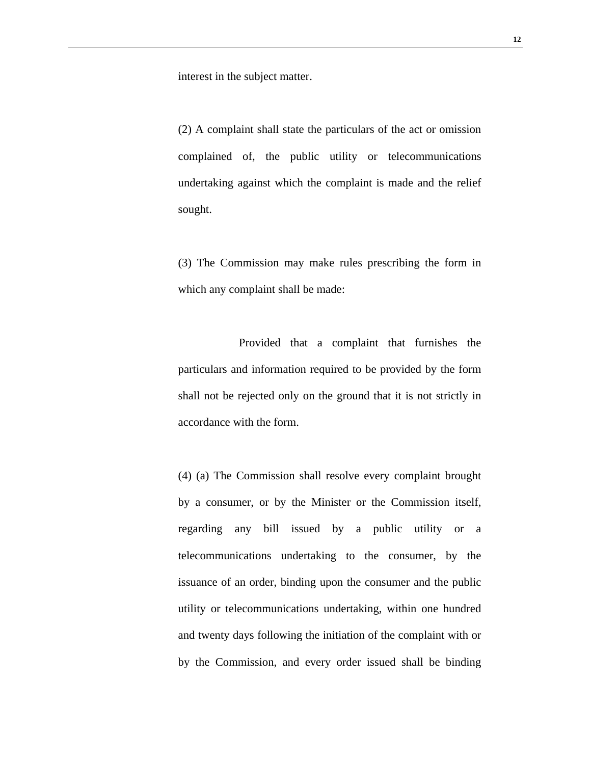interest in the subject matter.

(2) A complaint shall state the particulars of the act or omission complained of, the public utility or telecommunications undertaking against which the complaint is made and the relief sought.

(3) The Commission may make rules prescribing the form in which any complaint shall be made:

Provided that a complaint that furnishes the particulars and information required to be provided by the form shall not be rejected only on the ground that it is not strictly in accordance with the form.

(4) (a) The Commission shall resolve every complaint brought by a consumer, or by the Minister or the Commission itself, regarding any bill issued by a public utility or a telecommunications undertaking to the consumer, by the issuance of an order, binding upon the consumer and the public utility or telecommunications undertaking, within one hundred and twenty days following the initiation of the complaint with or by the Commission, and every order issued shall be binding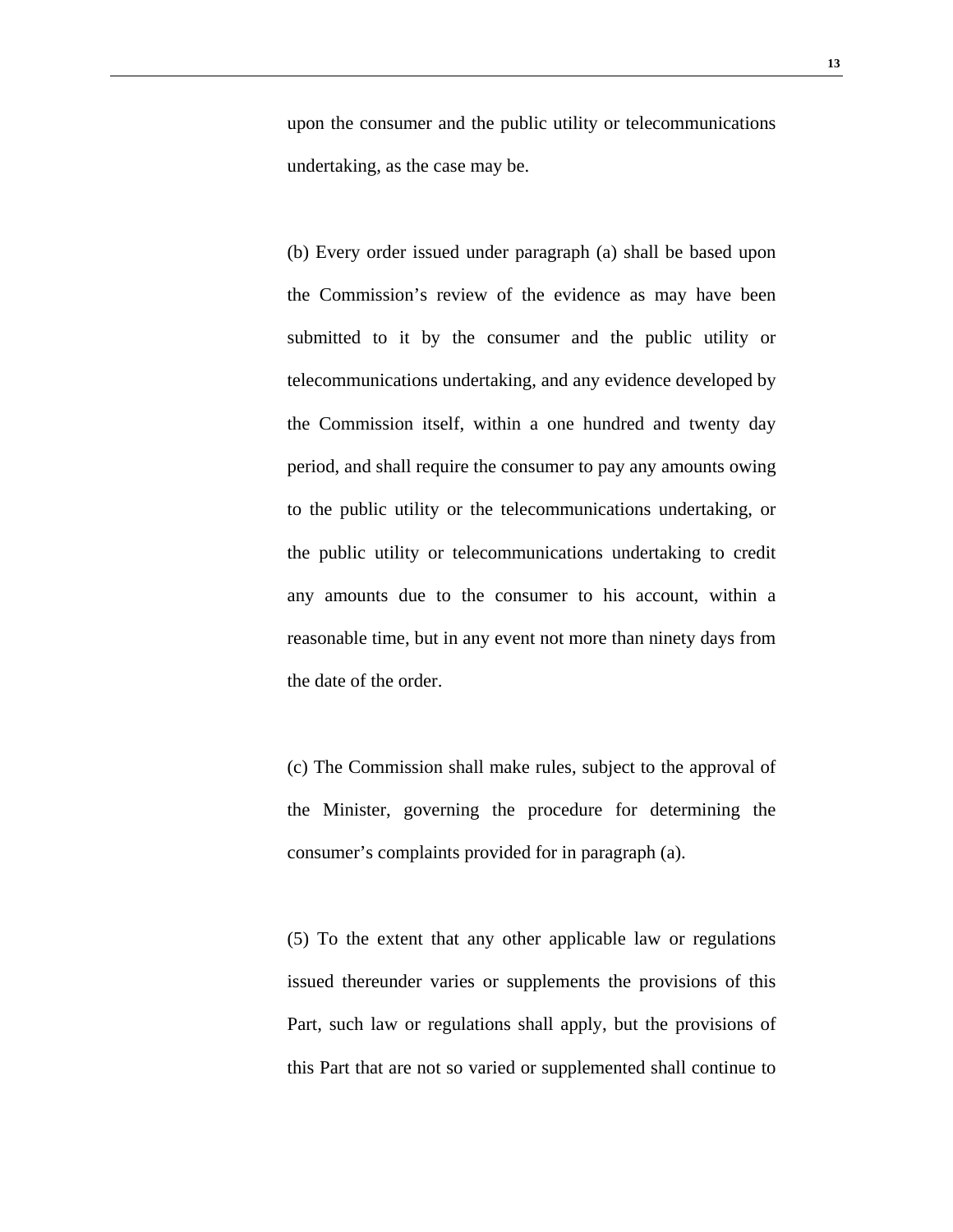upon the consumer and the public utility or telecommunications undertaking, as the case may be.

(b) Every order issued under paragraph (a) shall be based upon the Commission's review of the evidence as may have been submitted to it by the consumer and the public utility or telecommunications undertaking, and any evidence developed by the Commission itself, within a one hundred and twenty day period, and shall require the consumer to pay any amounts owing to the public utility or the telecommunications undertaking, or the public utility or telecommunications undertaking to credit any amounts due to the consumer to his account, within a reasonable time, but in any event not more than ninety days from the date of the order.

(c) The Commission shall make rules, subject to the approval of the Minister, governing the procedure for determining the consumer's complaints provided for in paragraph (a).

(5) To the extent that any other applicable law or regulations issued thereunder varies or supplements the provisions of this Part, such law or regulations shall apply, but the provisions of this Part that are not so varied or supplemented shall continue to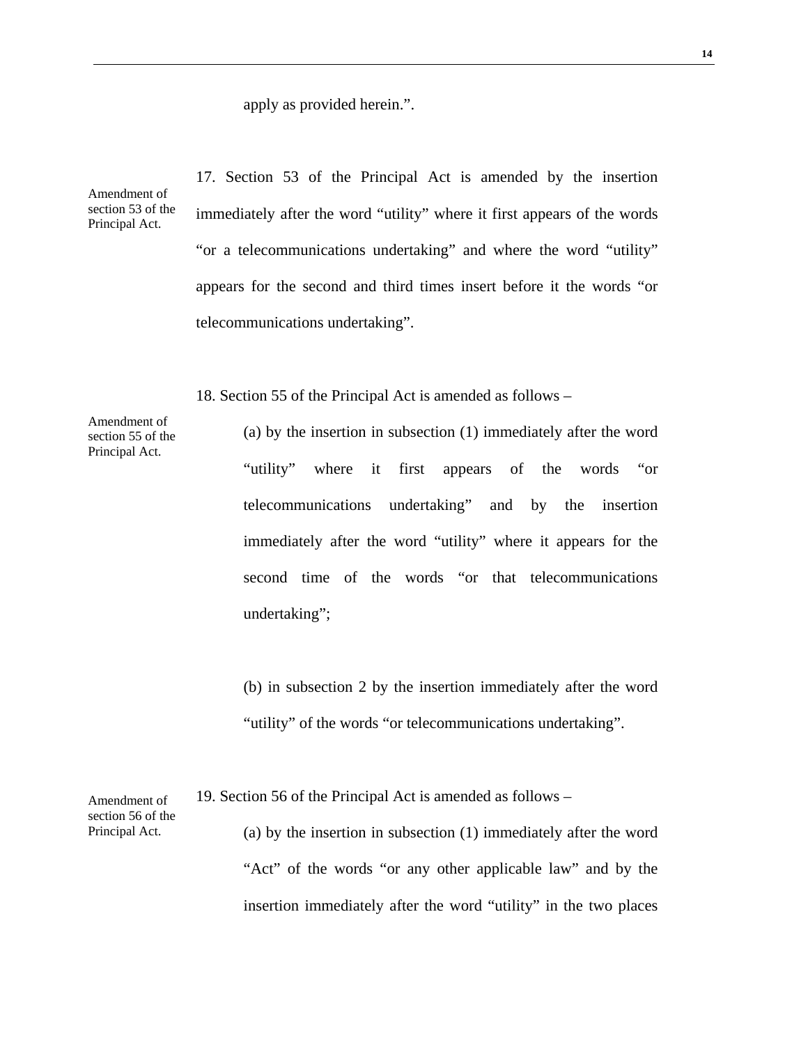apply as provided herein.".

Amendment of section 53 of the Principal Act.

17. Section 53 of the Principal Act is amended by the insertion immediately after the word "utility" where it first appears of the words "or a telecommunications undertaking" and where the word "utility" appears for the second and third times insert before it the words "or telecommunications undertaking".

Amendment of section 55 of the Principal Act.

18. Section 55 of the Principal Act is amended as follows –

(a) by the insertion in subsection (1) immediately after the word "utility" where it first appears of the words "or telecommunications undertaking" and by the insertion immediately after the word "utility" where it appears for the second time of the words "or that telecommunications undertaking";

(b) in subsection 2 by the insertion immediately after the word "utility" of the words "or telecommunications undertaking".

Amendment of section 56 of the Principal Act.

19. Section 56 of the Principal Act is amended as follows –

(a) by the insertion in subsection (1) immediately after the word "Act" of the words "or any other applicable law" and by the insertion immediately after the word "utility" in the two places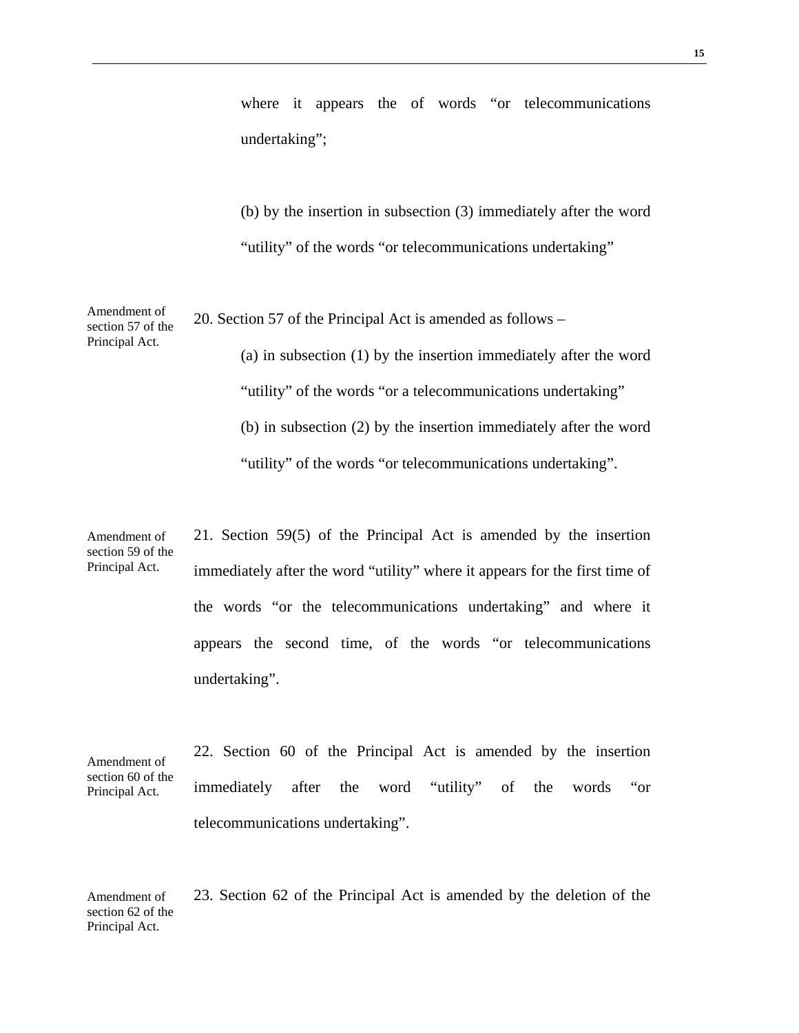where it appears the of words "or telecommunications undertaking";

(b) by the insertion in subsection (3) immediately after the word "utility" of the words "or telecommunications undertaking"

*Amendment of section 57 of the Principal Act.*

20. Section 57 of the Principal Act is amended as follows –

(a) in subsection (1) by the insertion immediately after the word "utility" of the words "or a telecommunications undertaking"

(b) in subsection (2) by the insertion immediately after the word "utility" of the words "or telecommunications undertaking".

*Amendment of section 59 of the Principal Act.*

21. Section 59(5) of the Principal Act is amended by the insertion immediately after the word "utility" where it appears for the first time of the words "or the telecommunications undertaking" and where it appears the second time, of the words "or telecommunications undertaking".

*Amendment of section 60 of the Principal Act.*

22. Section 60 of the Principal Act is amended by the insertion immediately after the word "utility" of the words "or telecommunications undertaking".

*Amendment of section 62 of the Principal Act.*

23. Section 62 of the Principal Act is amended by the deletion of the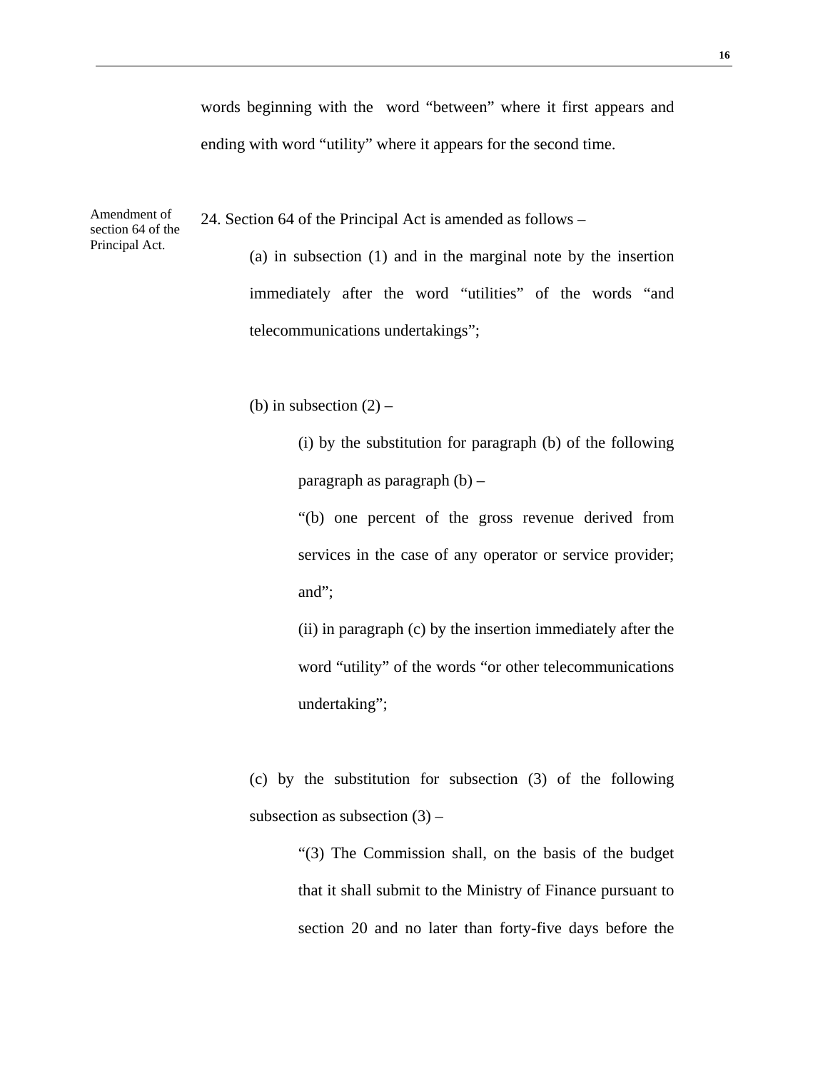words beginning with the word "between" where it first appears and ending with word "utility" where it appears for the second time.

Amendment of section 64 of the Principal Act.

24. Section 64 of the Principal Act is amended as follows –

(a) in subsection (1) and in the marginal note by the insertion immediately after the word "utilities" of the words "and telecommunications undertakings";

(b) in subsection (2) –

(i) by the substitution for paragraph (b) of the following paragraph as paragraph (b) –

"(b) one percent of the gross revenue derived from services in the case of any operator or service provider; and";

(ii) in paragraph (c) by the insertion immediately after the word "utility" of the words "or other telecommunications undertaking";

(c) by the substitution for subsection (3) of the following subsection as subsection (3) –

"(3) The Commission shall, on the basis of the budget that it shall submit to the Ministry of Finance pursuant to section 20 and no later than forty-five days before the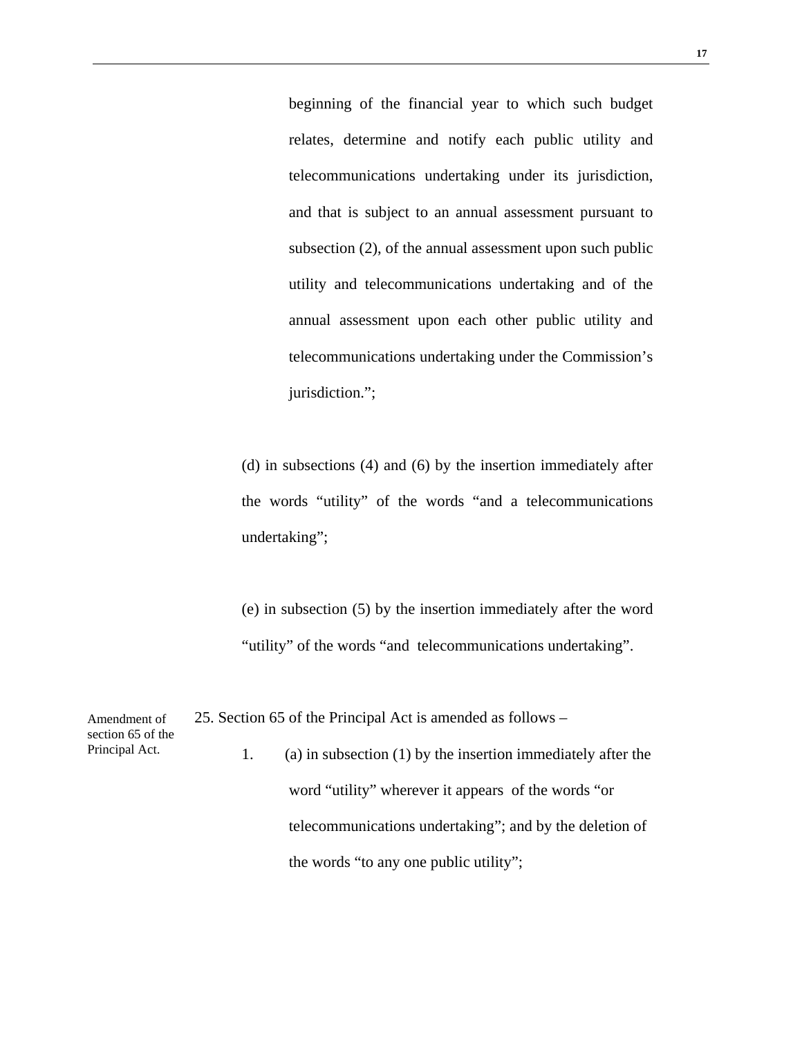beginning of the financial year to which such budget relates, determine and notify each public utility and telecommunications undertaking under its jurisdiction, and that is subject to an annual assessment pursuant to subsection (2), of the annual assessment upon such public utility and telecommunications undertaking and of the annual assessment upon each other public utility and telecommunications undertaking under the Commission's jurisdiction.";

(d) in subsections (4) and (6) by the insertion immediately after the words "utility" of the words "and a telecommunications undertaking";

(e) in subsection (5) by the insertion immediately after the word "utility" of the words "and telecommunications undertaking".

Amendment of section 65 of the Principal Act.

25. Section 65 of the Principal Act is amended as follows –

1. (a) in subsection (1) by the insertion immediately after the word "utility" wherever it appears of the words "or telecommunications undertaking"; and by the deletion of the words "to any one public utility";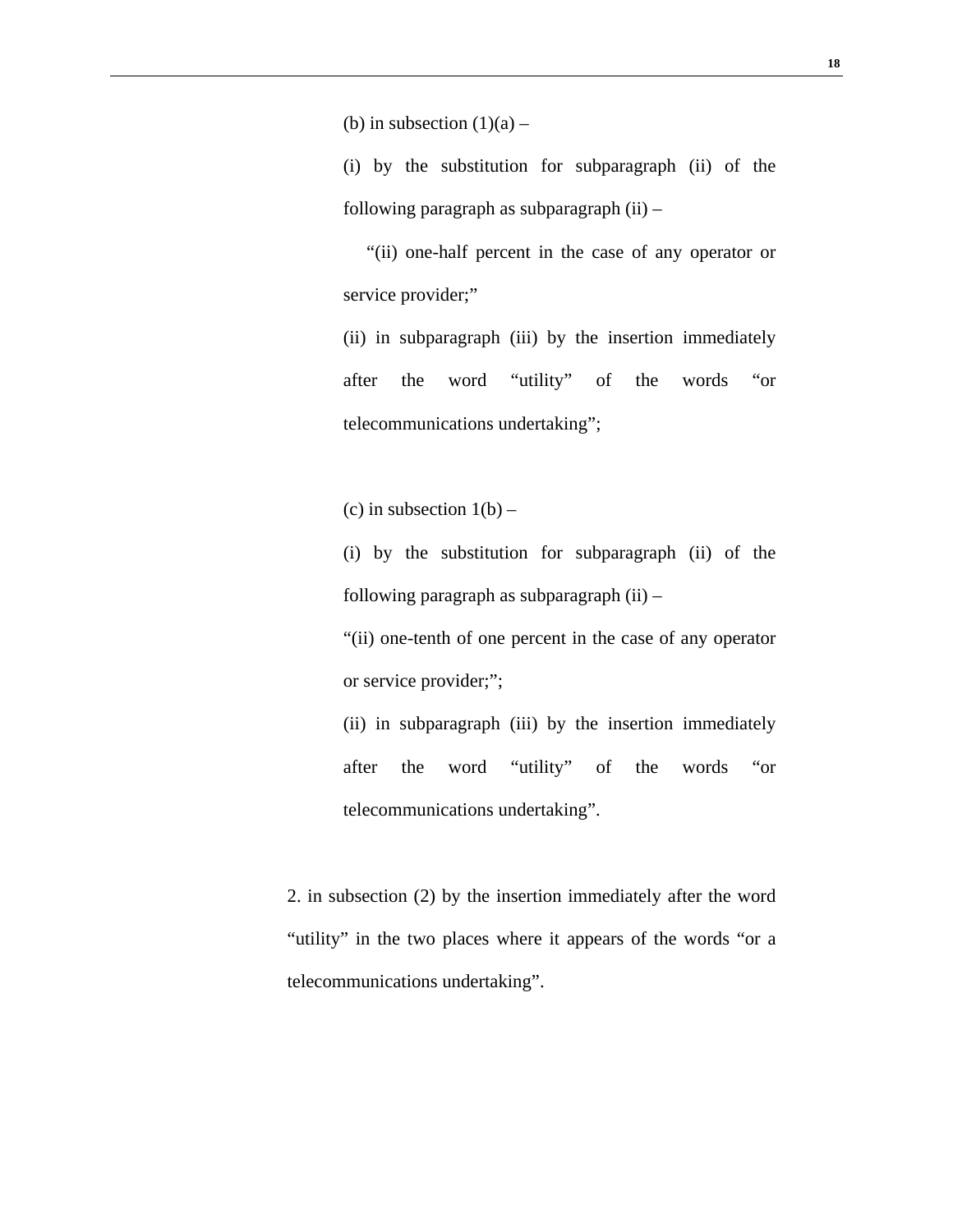(b) in subsection (1)(a) –

(i) by the substitution for subparagraph (ii) of the following paragraph as subparagraph (ii) –

"(ii) one-half percent in the case of any operator or service provider;"

(ii) in subparagraph (iii) by the insertion immediately after the word "utility" of the words "or telecommunications undertaking";

(c) in subsection 1(b) –

(i) by the substitution for subparagraph (ii) of the following paragraph as subparagraph (ii) –

"(ii) one-tenth of one percent in the case of any operator or service provider;";

(ii) in subparagraph (iii) by the insertion immediately after the word "utility" of the words "or telecommunications undertaking".

2. in subsection (2) by the insertion immediately after the word "utility" in the two places where it appears of the words "or a telecommunications undertaking".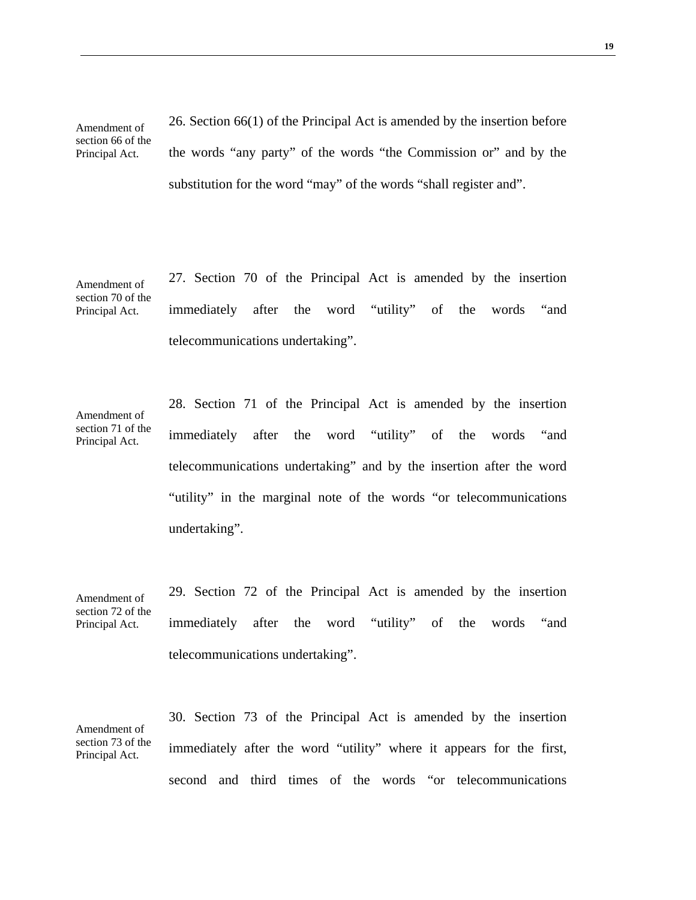Amendment of section 66 of the Principal Act.

26. Section 66(1) of the Principal Act is amended by the insertion before the words "any party" of the words "the Commission or" and by the substitution for the word "may" of the words "shall register and".

Amendment of section 70 of the Principal Act.

27. Section 70 of the Principal Act is amended by the insertion immediately after the word "utility" of the words "and telecommunications undertaking".

Amendment of section 71 of the Principal Act.

28. Section 71 of the Principal Act is amended by the insertion immediately after the word "utility" of the words "and telecommunications undertaking" and by the insertion after the word "utility" in the marginal note of the words "or telecommunications undertaking".

Amendment of section 72 of the Principal Act.

29. Section 72 of the Principal Act is amended by the insertion immediately after the word "utility" of the words "and telecommunications undertaking".

Amendment of section 73 of the Principal Act.

30. Section 73 of the Principal Act is amended by the insertion immediately after the word "utility" where it appears for the first, second and third times of the words "or telecommunications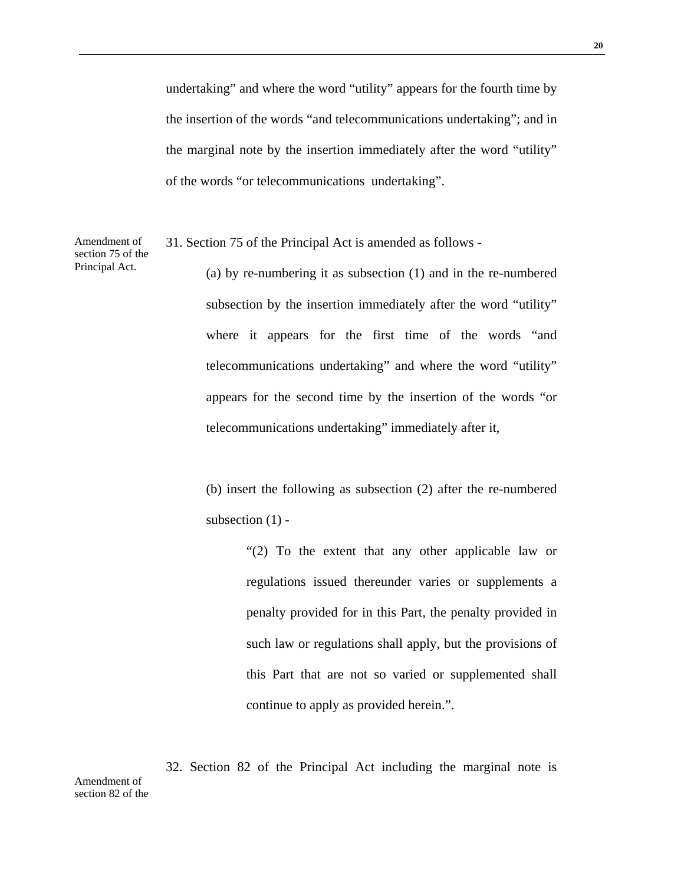undertaking" and where the word "utility" appears for the fourth time by the insertion of the words "and telecommunications undertaking"; and in the marginal note by the insertion immediately after the word "utility" of the words "or telecommunications undertaking".

Amendment of section 75 of the Principal Act.

31. Section 75 of the Principal Act is amended as follows -

(a) by re-numbering it as subsection (1) and in the re-numbered subsection by the insertion immediately after the word "utility" where it appears for the first time of the words "and telecommunications undertaking" and where the word "utility" appears for the second time by the insertion of the words "or telecommunications undertaking" immediately after it,

(b) insert the following as subsection (2) after the re-numbered subsection (1) -

> "(2) To the extent that any other applicable law or regulations issued thereunder varies or supplements a penalty provided for in this Part, the penalty provided in such law or regulations shall apply, but the provisions of this Part that are not so varied or supplemented shall continue to apply as provided herein.".

Amendment of section 82 of the

32. Section 82 of the Principal Act including the marginal note is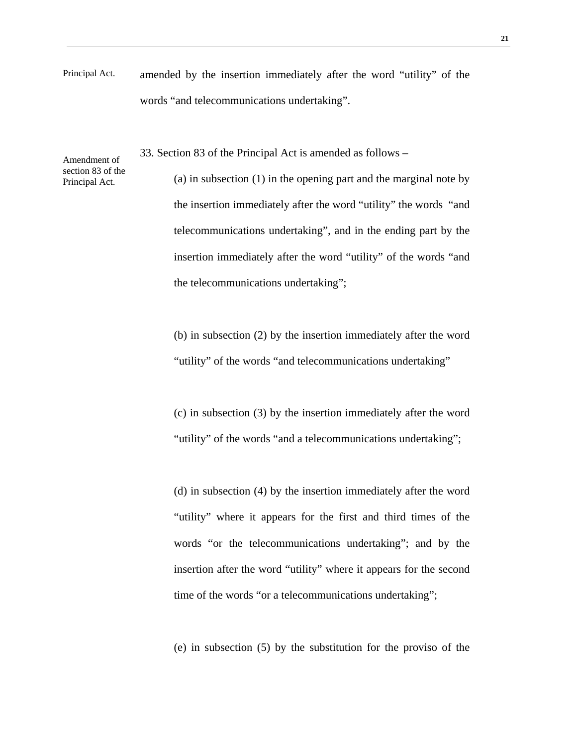Principal Act. amended by the insertion immediately after the word "utility" of the words "and telecommunications undertaking".

Amendment of section 83 of the Principal Act.

33. Section 83 of the Principal Act is amended as follows –

(a) in subsection (1) in the opening part and the marginal note by the insertion immediately after the word "utility" the words "and telecommunications undertaking", and in the ending part by the insertion immediately after the word "utility" of the words "and the telecommunications undertaking";

(b) in subsection (2) by the insertion immediately after the word "utility" of the words "and telecommunications undertaking"

(c) in subsection (3) by the insertion immediately after the word "utility" of the words "and a telecommunications undertaking";

(d) in subsection (4) by the insertion immediately after the word "utility" where it appears for the first and third times of the words "or the telecommunications undertaking"; and by the insertion after the word "utility" where it appears for the second time of the words "or a telecommunications undertaking";

(e) in subsection (5) by the substitution for the proviso of the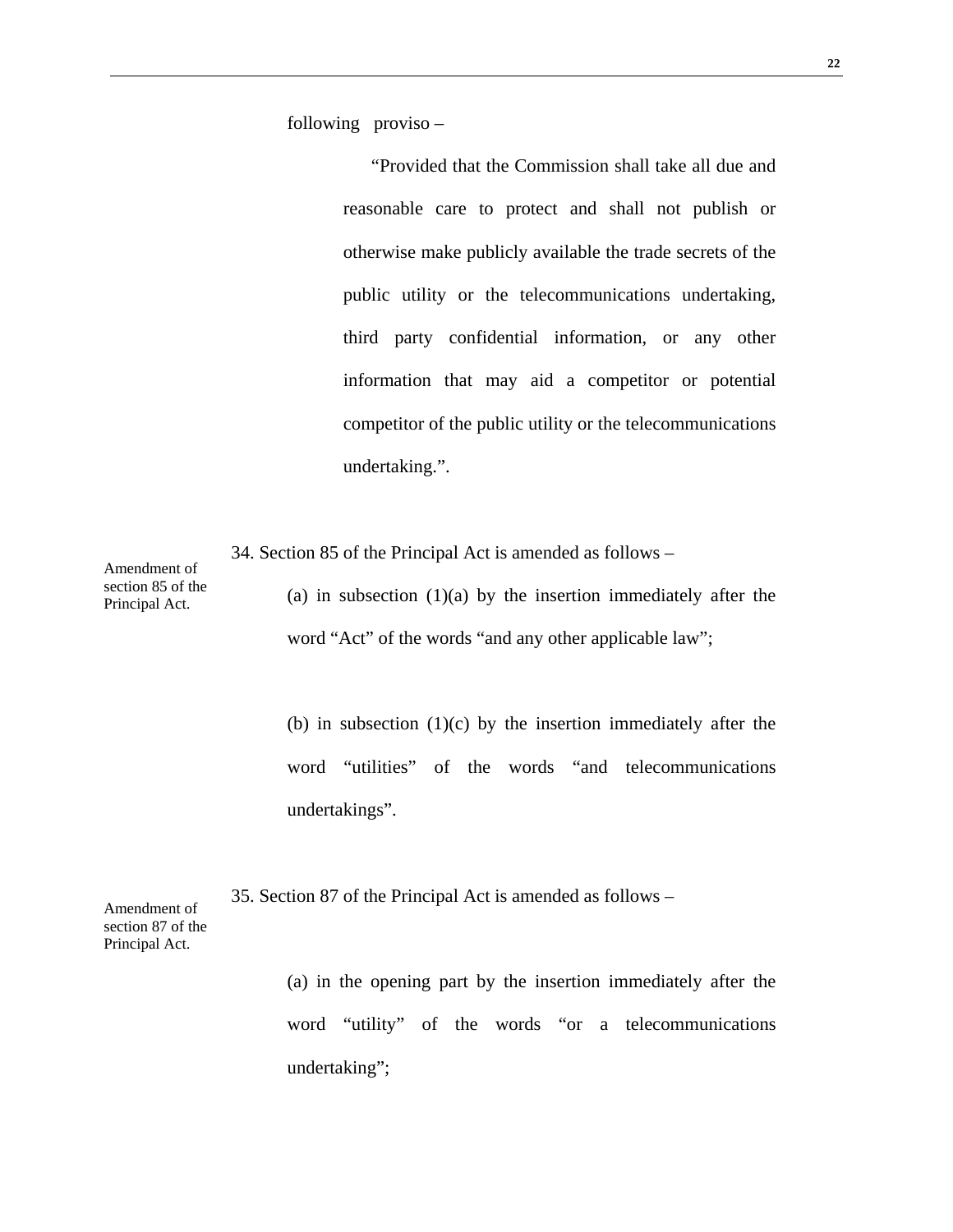following proviso –

"Provided that the Commission shall take all due and reasonable care to protect and shall not publish or otherwise make publicly available the trade secrets of the public utility or the telecommunications undertaking, third party confidential information, or any other information that may aid a competitor or potential competitor of the public utility or the telecommunications undertaking.".

Amendment of section 85 of the Principal Act.

34. Section 85 of the Principal Act is amended as follows –

(a) in subsection (1)(a) by the insertion immediately after the word "Act" of the words "and any other applicable law";

(b) in subsection (1)(c) by the insertion immediately after the word "utilities" of the words "and telecommunications undertakings".

Amendment of section 87 of the Principal Act.

35. Section 87 of the Principal Act is amended as follows –

(a) in the opening part by the insertion immediately after the word "utility" of the words "or a telecommunications undertaking";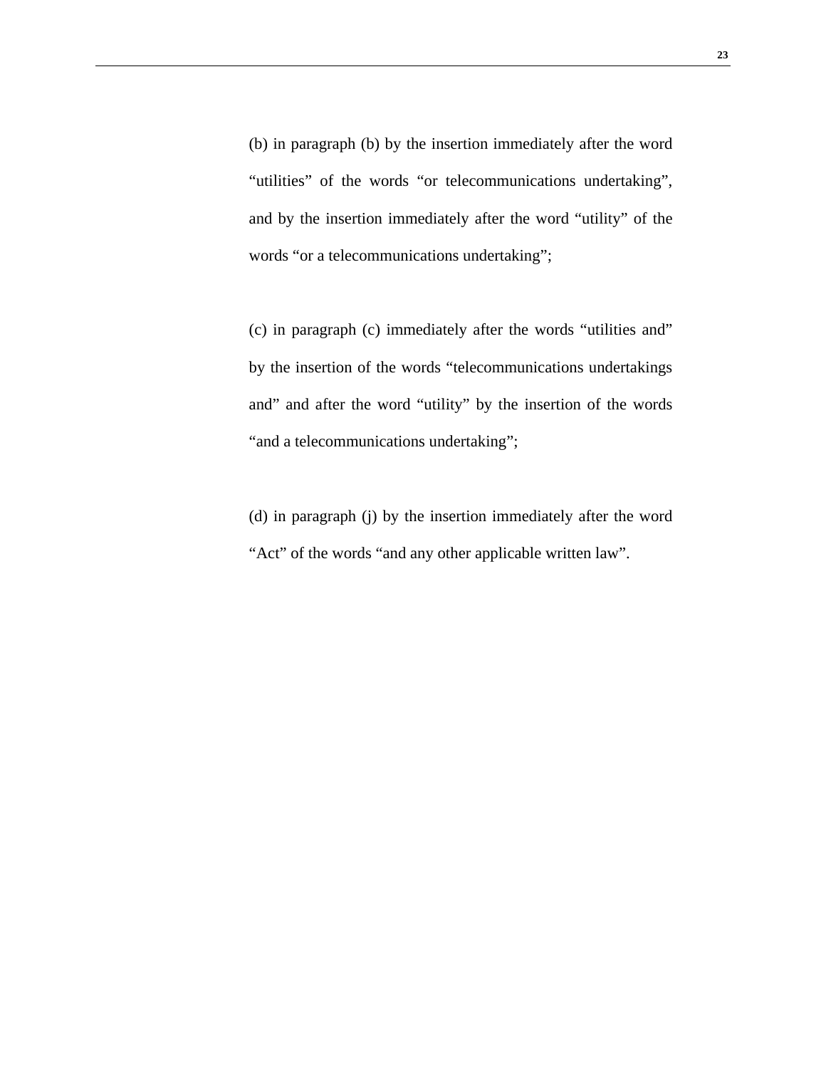(b) in paragraph (b) by the insertion immediately after the word “utilities” of the words “or telecommunications undertaking”, and by the insertion immediately after the word “utility” of the words “or a telecommunications undertaking”;

(c) in paragraph (c) immediately after the words “utilities and” by the insertion of the words “telecommunications undertakings and” and after the word “utility” by the insertion of the words “and a telecommunications undertaking”;

(d) in paragraph (j) by the insertion immediately after the word “Act” of the words “and any other applicable written law”.